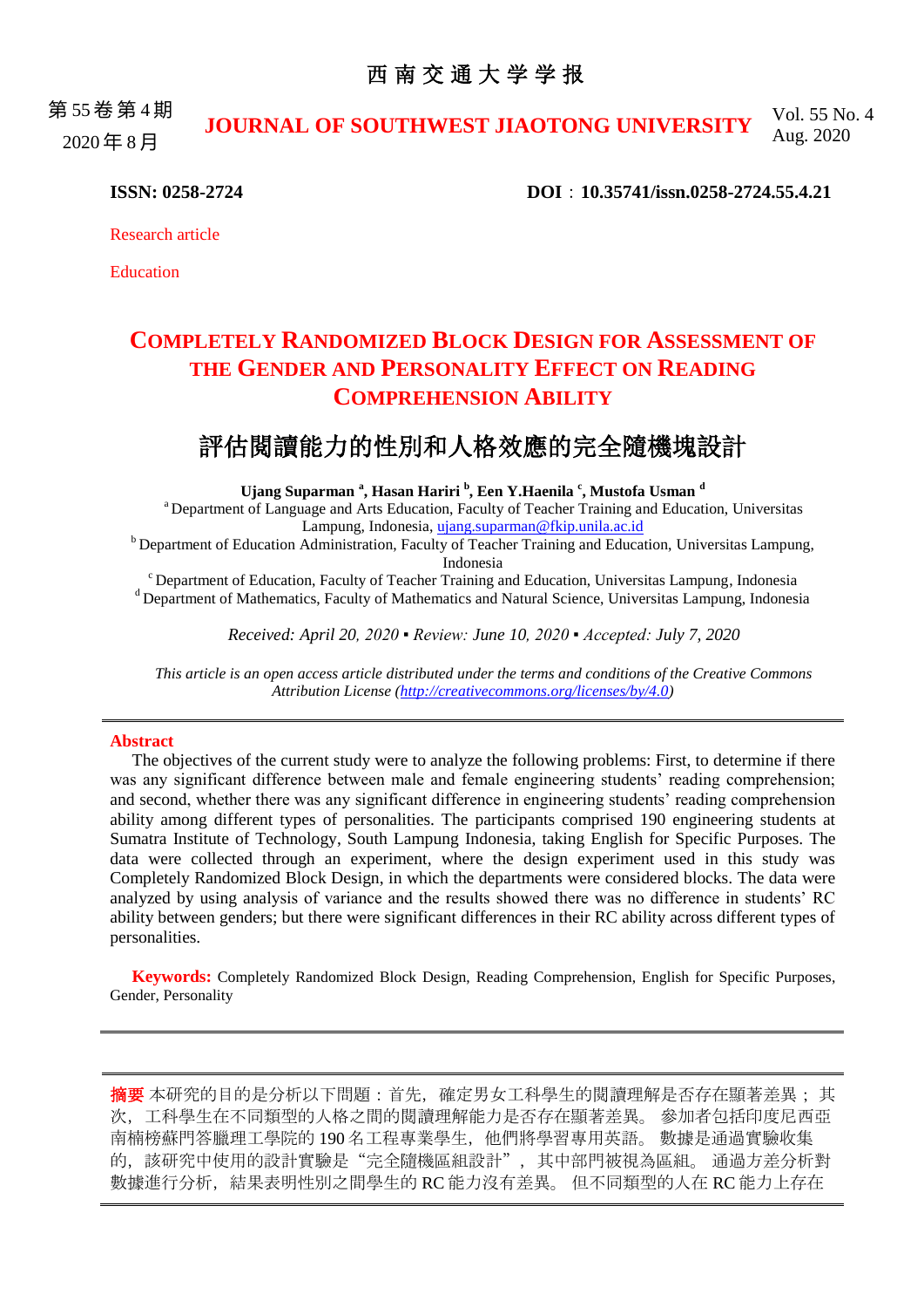**ISSN: 0258-2724** **DOI：10.35741/issn.0258-2724.55.4.21**

Research article

Education

# COMPLETELY RANDOMIZED BLOCK DESIGN FOR ASSESSMENT OF THE GENDER AND PERSONALITY EFFECT ON READING COMPREHENSION ABILITY

# 評估閱讀能力的性別和人格效應的完全隨機塊設計

**Ujang Suparman [a], Hasan Hariri [b], Een Y.Haenila [c], Mustofa Usman [d]**

[a] Department of Language and Arts Education, Faculty of Teacher Training and Education, Universitas Lampung, Indonesia, ujang.suparman@fkip.unila.ac.id

[b] Department of Education Administration, Faculty of Teacher Training and Education, Universitas Lampung, Indonesia

[c] Department of Education, Faculty of Teacher Training and Education, Universitas Lampung, Indonesia

[d] Department of Mathematics, Faculty of Mathematics and Natural Science, Universitas Lampung, Indonesia

*Received: April 20, 2020 ▪ Review: June 10, 2020 ▪ Accepted: July 7, 2020*

*This article is an open access article distributed under the terms and conditions of the Creative Commons Attribution License (http://creativecommons.org/licenses/by/4.0)*

## Abstract

The objectives of the current study were to analyze the following problems: First, to determine if there was any significant difference between male and female engineering students' reading comprehension; and second, whether there was any significant difference in engineering students' reading comprehension ability among different types of personalities. The participants comprised 190 engineering students at Sumatra Institute of Technology, South Lampung Indonesia, taking English for Specific Purposes. The data were collected through an experiment, where the design experiment used in this study was Completely Randomized Block Design, in which the departments were considered blocks. The data were analyzed by using analysis of variance and the results showed there was no difference in students' RC ability between genders; but there were significant differences in their RC ability across different types of personalities.

**Keywords:** Completely Randomized Block Design, Reading Comprehension, English for Specific Purposes, Gender, Personality

**摘要** 本研究的目的是分析以下問題：首先，確定男女工科學生的閱讀理解是否存在顯著差異；其次，工科學生在不同類型的人格之間的閱讀理解能力是否存在顯著差異。 參加者包括印度尼西亞南楠榜蘇門答臘理工學院的 190 名工程專業學生，他們將學習專用英語。 數據是通過實驗收集的，該研究中使用的設計實驗是"完全隨機區組設計"，其中部門被視為區組。 通過方差分析對數據進行分析，結果表明性別之間學生的 RC 能力沒有差異。 但不同類型的人在 RC 能力上存在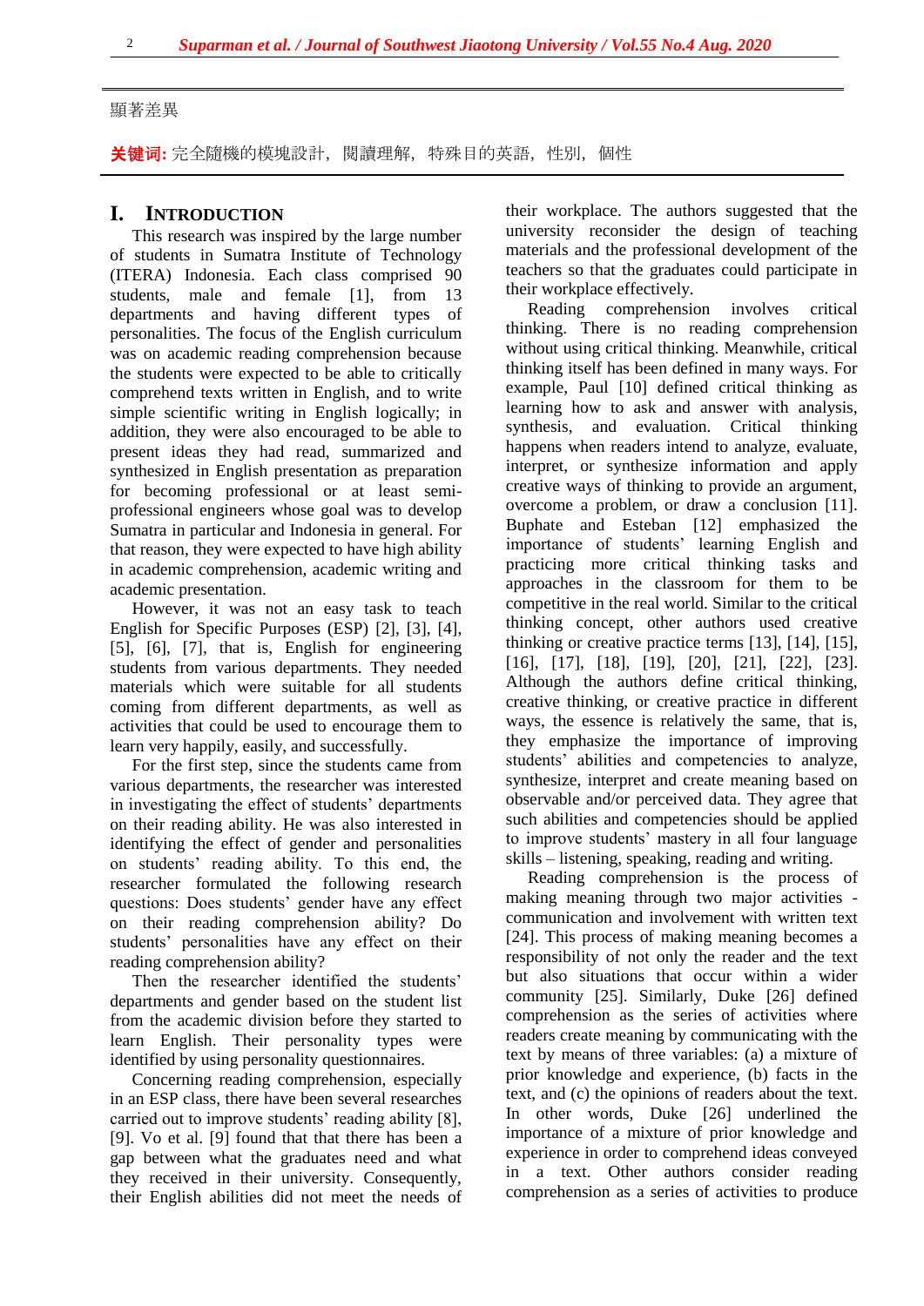顯著差異

**关键词:** 完全隨機的模塊設計，閱讀理解，特殊目的英語，性別，個性

# I. INTRODUCTION

This research was inspired by the large number of students in Sumatra Institute of Technology (ITERA) Indonesia. Each class comprised 90 students, male and female [1], from 13 departments and having different types of personalities. The focus of the English curriculum was on academic reading comprehension because the students were expected to be able to critically comprehend texts written in English, and to write simple scientific writing in English logically; in addition, they were also encouraged to be able to present ideas they had read, summarized and synthesized in English presentation as preparation for becoming professional or at least semi-professional engineers whose goal was to develop Sumatra in particular and Indonesia in general. For that reason, they were expected to have high ability in academic comprehension, academic writing and academic presentation.

However, it was not an easy task to teach English for Specific Purposes (ESP) [2], [3], [4], [5], [6], [7], that is, English for engineering students from various departments. They needed materials which were suitable for all students coming from different departments, as well as activities that could be used to encourage them to learn very happily, easily, and successfully.

For the first step, since the students came from various departments, the researcher was interested in investigating the effect of students' departments on their reading ability. He was also interested in identifying the effect of gender and personalities on students' reading ability. To this end, the researcher formulated the following research questions: Does students' gender have any effect on their reading comprehension ability? Do students' personalities have any effect on their reading comprehension ability?

Then the researcher identified the students' departments and gender based on the student list from the academic division before they started to learn English. Their personality types were identified by using personality questionnaires.

Concerning reading comprehension, especially in an ESP class, there have been several researches carried out to improve students' reading ability [8], [9]. Vo et al. [9] found that that there has been a gap between what the graduates need and what they received in their university. Consequently, their English abilities did not meet the needs of their workplace. The authors suggested that the university reconsider the design of teaching materials and the professional development of the teachers so that the graduates could participate in their workplace effectively.

Reading comprehension involves critical thinking. There is no reading comprehension without using critical thinking. Meanwhile, critical thinking itself has been defined in many ways. For example, Paul [10] defined critical thinking as learning how to ask and answer with analysis, synthesis, and evaluation. Critical thinking happens when readers intend to analyze, evaluate, interpret, or synthesize information and apply creative ways of thinking to provide an argument, overcome a problem, or draw a conclusion [11]. Buphate and Esteban [12] emphasized the importance of students' learning English and practicing more critical thinking tasks and approaches in the classroom for them to be competitive in the real world. Similar to the critical thinking concept, other authors used creative thinking or creative practice terms [13], [14], [15], [16], [17], [18], [19], [20], [21], [22], [23]. Although the authors define critical thinking, creative thinking, or creative practice in different ways, the essence is relatively the same, that is, they emphasize the importance of improving students' abilities and competencies to analyze, synthesize, interpret and create meaning based on observable and/or perceived data. They agree that such abilities and competencies should be applied to improve students' mastery in all four language skills – listening, speaking, reading and writing.

Reading comprehension is the process of making meaning through two major activities - communication and involvement with written text [24]. This process of making meaning becomes a responsibility of not only the reader and the text but also situations that occur within a wider community [25]. Similarly, Duke [26] defined comprehension as the series of activities where readers create meaning by communicating with the text by means of three variables: (a) a mixture of prior knowledge and experience, (b) facts in the text, and (c) the opinions of readers about the text. In other words, Duke [26] underlined the importance of a mixture of prior knowledge and experience in order to comprehend ideas conveyed in a text. Other authors consider reading comprehension as a series of activities to produce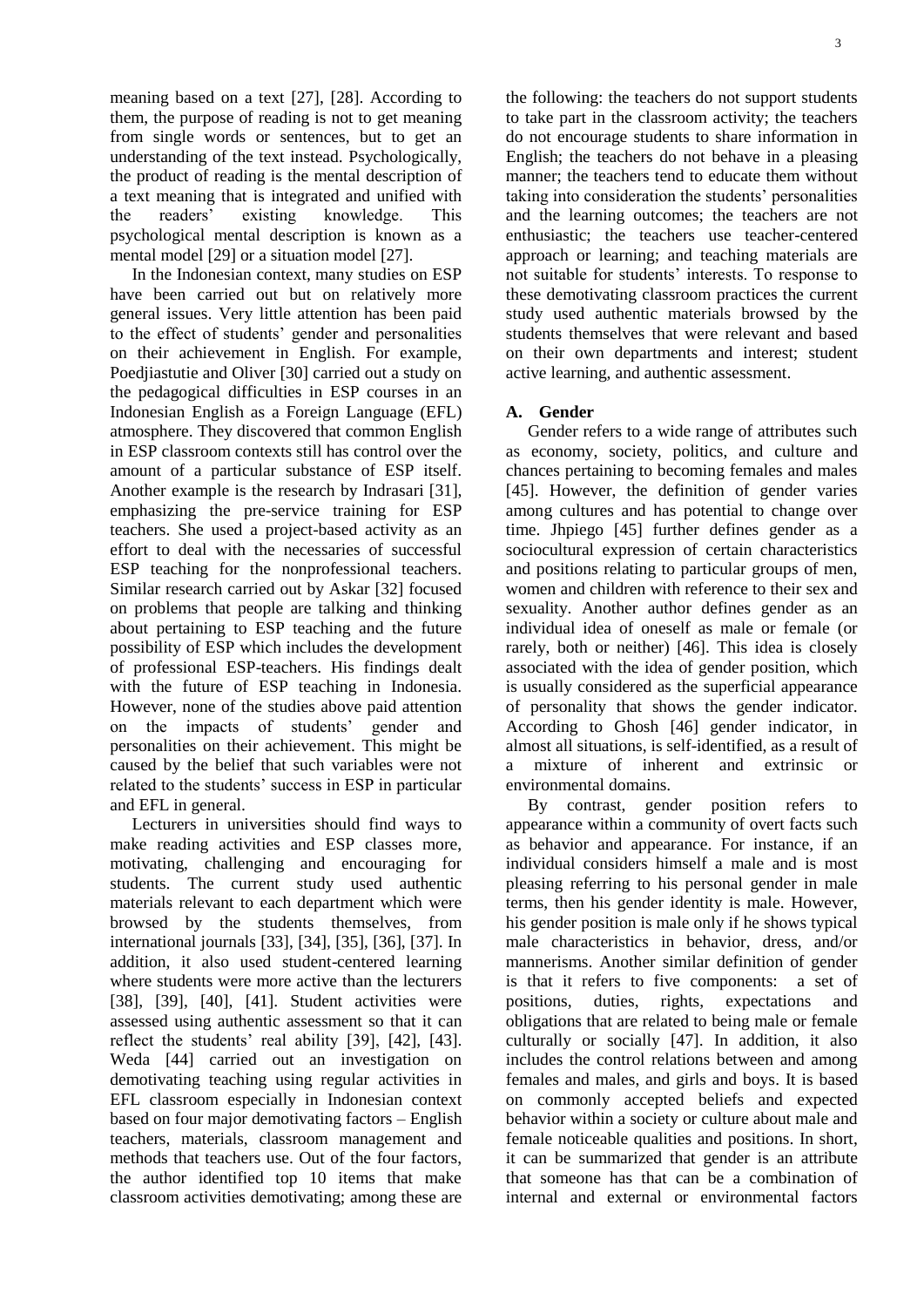meaning based on a text [27], [28]. According to them, the purpose of reading is not to get meaning from single words or sentences, but to get an understanding of the text instead. Psychologically, the product of reading is the mental description of a text meaning that is integrated and unified with the readers' existing knowledge. This psychological mental description is known as a mental model [29] or a situation model [27].

In the Indonesian context, many studies on ESP have been carried out but on relatively more general issues. Very little attention has been paid to the effect of students' gender and personalities on their achievement in English. For example, Poedjiastutie and Oliver [30] carried out a study on the pedagogical difficulties in ESP courses in an Indonesian English as a Foreign Language (EFL) atmosphere. They discovered that common English in ESP classroom contexts still has control over the amount of a particular substance of ESP itself. Another example is the research by Indrasari [31], emphasizing the pre-service training for ESP teachers. She used a project-based activity as an effort to deal with the necessaries of successful ESP teaching for the nonprofessional teachers. Similar research carried out by Askar [32] focused on problems that people are talking and thinking about pertaining to ESP teaching and the future possibility of ESP which includes the development of professional ESP-teachers. His findings dealt with the future of ESP teaching in Indonesia. However, none of the studies above paid attention on the impacts of students' gender and personalities on their achievement. This might be caused by the belief that such variables were not related to the students' success in ESP in particular and EFL in general.

Lecturers in universities should find ways to make reading activities and ESP classes more, motivating, challenging and encouraging for students. The current study used authentic materials relevant to each department which were browsed by the students themselves, from international journals [33], [34], [35], [36], [37]. In addition, it also used student-centered learning where students were more active than the lecturers [38], [39], [40], [41]. Student activities were assessed using authentic assessment so that it can reflect the students' real ability [39], [42], [43]. Weda [44] carried out an investigation on demotivating teaching using regular activities in EFL classroom especially in Indonesian context based on four major demotivating factors – English teachers, materials, classroom management and methods that teachers use. Out of the four factors, the author identified top 10 items that make classroom activities demotivating; among these are the following: the teachers do not support students to take part in the classroom activity; the teachers do not encourage students to share information in English; the teachers do not behave in a pleasing manner; the teachers tend to educate them without taking into consideration the students' personalities and the learning outcomes; the teachers are not enthusiastic; the teachers use teacher-centered approach or learning; and teaching materials are not suitable for students' interests. To response to these demotivating classroom practices the current study used authentic materials browsed by the students themselves that were relevant and based on their own departments and interest; student active learning, and authentic assessment.

### A. Gender

Gender refers to a wide range of attributes such as economy, society, politics, and culture and chances pertaining to becoming females and males [45]. However, the definition of gender varies among cultures and has potential to change over time. Jhpiego [45] further defines gender as a sociocultural expression of certain characteristics and positions relating to particular groups of men, women and children with reference to their sex and sexuality. Another author defines gender as an individual idea of oneself as male or female (or rarely, both or neither) [46]. This idea is closely associated with the idea of gender position, which is usually considered as the superficial appearance of personality that shows the gender indicator. According to Ghosh [46] gender indicator, in almost all situations, is self-identified, as a result of a mixture of inherent and extrinsic or environmental domains.

By contrast, gender position refers to appearance within a community of overt facts such as behavior and appearance. For instance, if an individual considers himself a male and is most pleasing referring to his personal gender in male terms, then his gender identity is male. However, his gender position is male only if he shows typical male characteristics in behavior, dress, and/or mannerisms. Another similar definition of gender is that it refers to five components: a set of positions, duties, rights, expectations and obligations that are related to being male or female culturally or socially [47]. In addition, it also includes the control relations between and among females and males, and girls and boys. It is based on commonly accepted beliefs and expected behavior within a society or culture about male and female noticeable qualities and positions. In short, it can be summarized that gender is an attribute that someone has that can be a combination of internal and external or environmental factors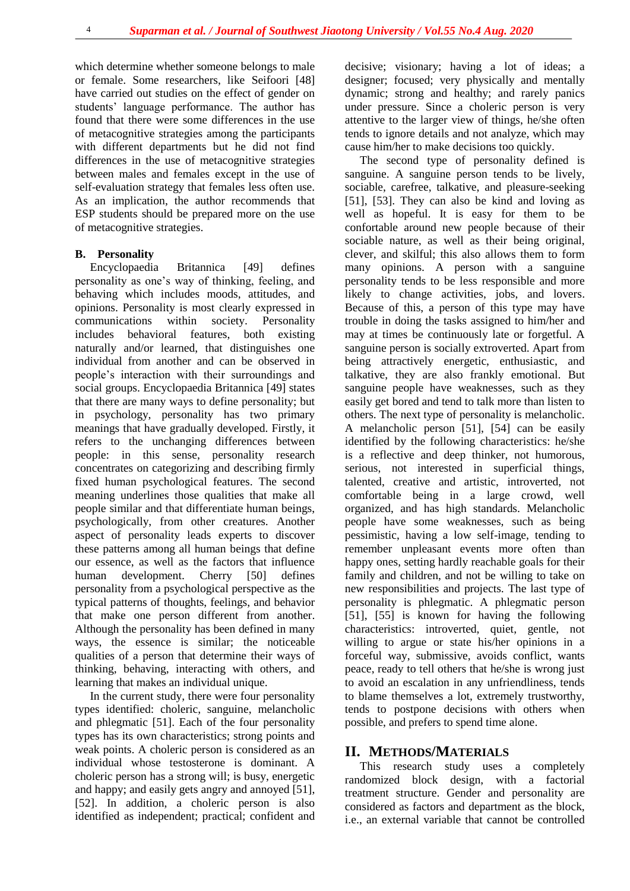which determine whether someone belongs to male or female. Some researchers, like Seifoori [48] have carried out studies on the effect of gender on students' language performance. The author has found that there were some differences in the use of metacognitive strategies among the participants with different departments but he did not find differences in the use of metacognitive strategies between males and females except in the use of self-evaluation strategy that females less often use. As an implication, the author recommends that ESP students should be prepared more on the use of metacognitive strategies.

### B. Personality

Encyclopaedia Britannica [49] defines personality as one's way of thinking, feeling, and behaving which includes moods, attitudes, and opinions. Personality is most clearly expressed in communications within society. Personality includes behavioral features, both existing naturally and/or learned, that distinguishes one individual from another and can be observed in people's interaction with their surroundings and social groups. Encyclopaedia Britannica [49] states that there are many ways to define personality; but in psychology, personality has two primary meanings that have gradually developed. Firstly, it refers to the unchanging differences between people: in this sense, personality research concentrates on categorizing and describing firmly fixed human psychological features. The second meaning underlines those qualities that make all people similar and that differentiate human beings, psychologically, from other creatures. Another aspect of personality leads experts to discover these patterns among all human beings that define our essence, as well as the factors that influence human development. Cherry [50] defines personality from a psychological perspective as the typical patterns of thoughts, feelings, and behavior that make one person different from another. Although the personality has been defined in many ways, the essence is similar; the noticeable qualities of a person that determine their ways of thinking, behaving, interacting with others, and learning that makes an individual unique.

In the current study, there were four personality types identified: choleric, sanguine, melancholic and phlegmatic [51]. Each of the four personality types has its own characteristics; strong points and weak points. A choleric person is considered as an individual whose testosterone is dominant. A choleric person has a strong will; is busy, energetic and happy; and easily gets angry and annoyed [51], [52]. In addition, a choleric person is also identified as independent; practical; confident and decisive; visionary; having a lot of ideas; a designer; focused; very physically and mentally dynamic; strong and healthy; and rarely panics under pressure. Since a choleric person is very attentive to the larger view of things, he/she often tends to ignore details and not analyze, which may cause him/her to make decisions too quickly.

The second type of personality defined is sanguine. A sanguine person tends to be lively, sociable, carefree, talkative, and pleasure-seeking [51], [53]. They can also be kind and loving as well as hopeful. It is easy for them to be confortable around new people because of their sociable nature, as well as their being original, clever, and skilful; this also allows them to form many opinions. A person with a sanguine personality tends to be less responsible and more likely to change activities, jobs, and lovers. Because of this, a person of this type may have trouble in doing the tasks assigned to him/her and may at times be continuously late or forgetful. A sanguine person is socially extroverted. Apart from being attractively energetic, enthusiastic, and talkative, they are also frankly emotional. But sanguine people have weaknesses, such as they easily get bored and tend to talk more than listen to others. The next type of personality is melancholic. A melancholic person [51], [54] can be easily identified by the following characteristics: he/she is a reflective and deep thinker, not humorous, serious, not interested in superficial things, talented, creative and artistic, introverted, not comfortable being in a large crowd, well organized, and has high standards. Melancholic people have some weaknesses, such as being pessimistic, having a low self-image, tending to remember unpleasant events more often than happy ones, setting hardly reachable goals for their family and children, and not be willing to take on new responsibilities and projects. The last type of personality is phlegmatic. A phlegmatic person [51], [55] is known for having the following characteristics: introverted, quiet, gentle, not willing to argue or state his/her opinions in a forceful way, submissive, avoids conflict, wants peace, ready to tell others that he/she is wrong just to avoid an escalation in any unfriendliness, tends to blame themselves a lot, extremely trustworthy, tends to postpone decisions with others when possible, and prefers to spend time alone.

## II. METHODS/MATERIALS

This research study uses a completely randomized block design, with a factorial treatment structure. Gender and personality are considered as factors and department as the block, i.e., an external variable that cannot be controlled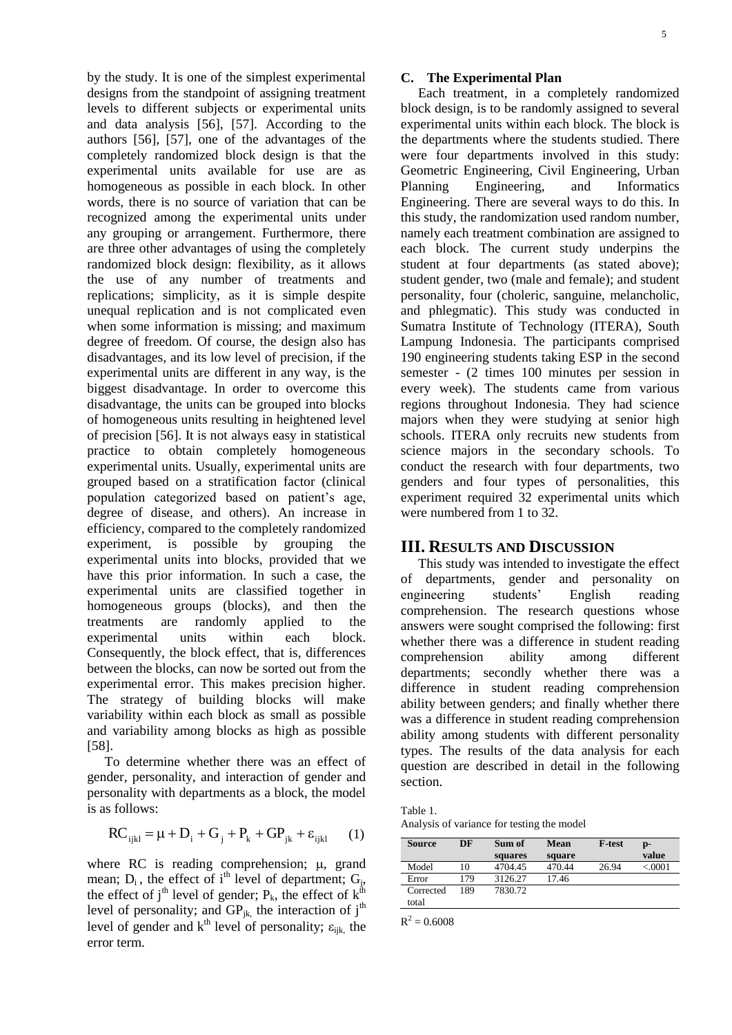by the study. It is one of the simplest experimental designs from the standpoint of assigning treatment levels to different subjects or experimental units and data analysis [56], [57]. According to the authors [56], [57], one of the advantages of the completely randomized block design is that the experimental units available for use are as homogeneous as possible in each block. In other words, there is no source of variation that can be recognized among the experimental units under any grouping or arrangement. Furthermore, there are three other advantages of using the completely randomized block design: flexibility, as it allows the use of any number of treatments and replications; simplicity, as it is simple despite unequal replication and is not complicated even when some information is missing; and maximum degree of freedom. Of course, the design also has disadvantages, and its low level of precision, if the experimental units are different in any way, is the biggest disadvantage. In order to overcome this disadvantage, the units can be grouped into blocks of homogeneous units resulting in heightened level of precision [56]. It is not always easy in statistical practice to obtain completely homogeneous experimental units. Usually, experimental units are grouped based on a stratification factor (clinical population categorized based on patient's age, degree of disease, and others). An increase in efficiency, compared to the completely randomized experiment, is possible by grouping the experimental units into blocks, provided that we have this prior information. In such a case, the experimental units are classified together in homogeneous groups (blocks), and then the treatments are randomly applied to the experimental units within each block. Consequently, the block effect, that is, differences between the blocks, can now be sorted out from the experimental error. This makes precision higher. The strategy of building blocks will make variability within each block as small as possible and variability among blocks as high as possible [58].

To determine whether there was an effect of gender, personality, and interaction of gender and personality with departments as a block, the model is as follows:

$$RC_{ijkl} = \mu + D_i + G_j + P_k + GP_{jk} + \varepsilon_{ijkl} \quad (1)$$

where RC is reading comprehension; $\mu$, grand mean; $D_i$, the effect of $i^{th}$ level of department; $G_j$, the effect of $j^{th}$ level of gender; $P_k$, the effect of $k^{th}$ level of personality; and $GP_{jk}$, the interaction of $j^{th}$ level of gender and $k^{th}$ level of personality; $\varepsilon_{ijk}$, the error term.

### C. The Experimental Plan

Each treatment, in a completely randomized block design, is to be randomly assigned to several experimental units within each block. The block is the departments where the students studied. There were four departments involved in this study: Geometric Engineering, Civil Engineering, Urban Planning Engineering, and Informatics Engineering. There are several ways to do this. In this study, the randomization used random number, namely each treatment combination are assigned to each block. The current study underpins the student at four departments (as stated above); student gender, two (male and female); and student personality, four (choleric, sanguine, melancholic, and phlegmatic). This study was conducted in Sumatra Institute of Technology (ITERA), South Lampung Indonesia. The participants comprised 190 engineering students taking ESP in the second semester - (2 times 100 minutes per session in every week). The students came from various regions throughout Indonesia. They had science majors when they were studying at senior high schools. ITERA only recruits new students from science majors in the secondary schools. To conduct the research with four departments, two genders and four types of personalities, this experiment required 32 experimental units which were numbered from 1 to 32.

## III. Results and Discussion

This study was intended to investigate the effect of departments, gender and personality on engineering students' English reading comprehension. The research questions whose answers were sought comprised the following: first whether there was a difference in student reading comprehension ability among different departments; secondly whether there was a difference in student reading comprehension ability between genders; and finally whether there was a difference in student reading comprehension ability among students with different personality types. The results of the data analysis for each question are described in detail in the following section.

Table 1.
Analysis of variance for testing the model

| Source | DF | Sum of squares | Mean square | F-test | p-value |
|---|---|---|---|---|---|
| Model | 10 | 4704.45 | 470.44 | 26.94 | <.0001 |
| Error | 179 | 3126.27 | 17.46 | | |
| Corrected total | 189 | 7830.72 | | | |

$R^2 = 0.6008$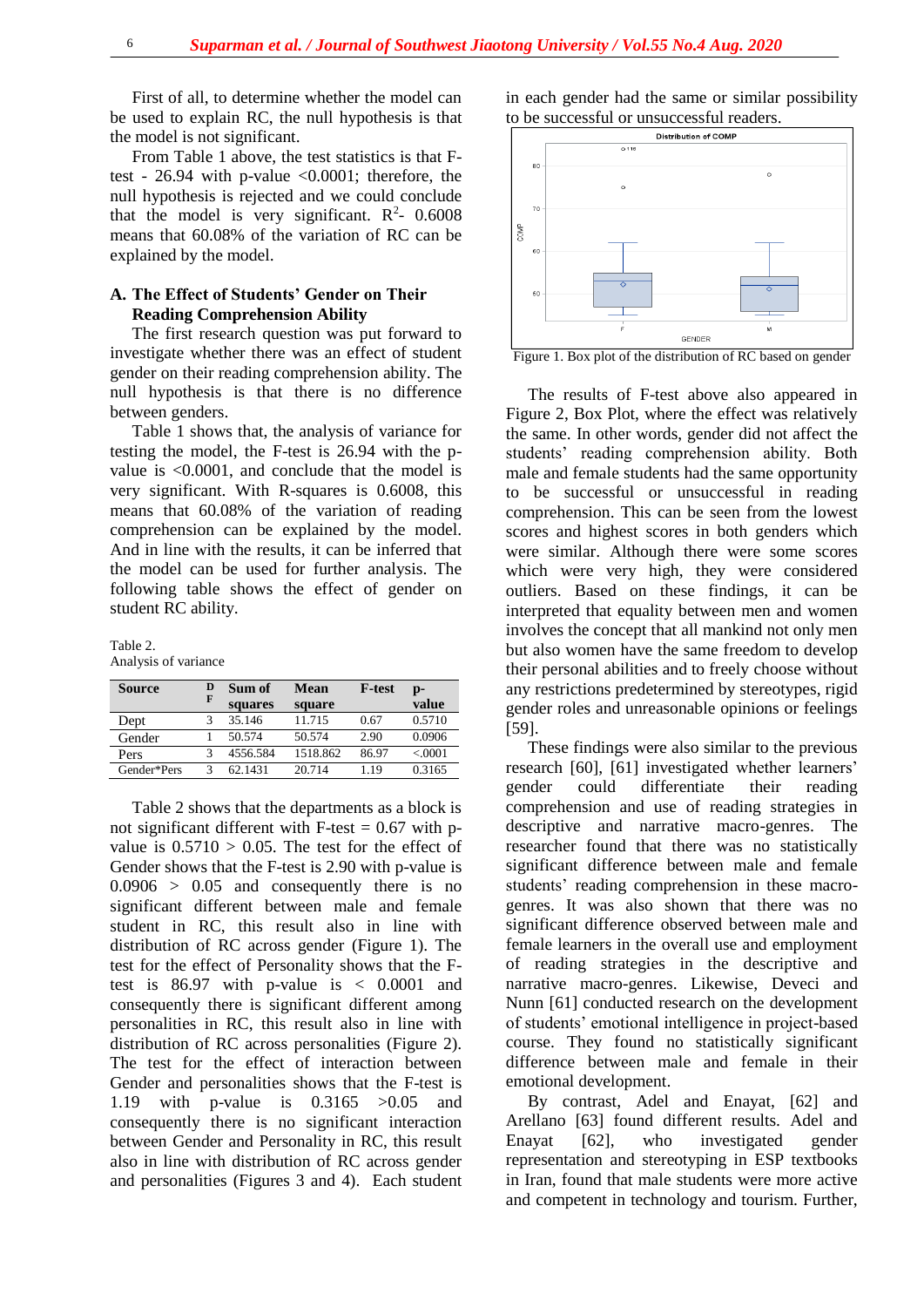First of all, to determine whether the model can be used to explain RC, the null hypothesis is that the model is not significant.

From Table 1 above, the test statistics is that F-test - 26.94 with the p-value <0.0001; therefore, the null hypothesis is rejected and we could conclude that the model is very significant. $R^2$- 0.6008 means that 60.08% of the variation of RC can be explained by the model.

### A. The Effect of Students' Gender on Their Reading Comprehension Ability

The first research question was put forward to investigate whether there was an effect of student gender on their reading comprehension ability. The null hypothesis is that there is no difference between genders.

Table 1 shows that, the analysis of variance for testing the model, the F-test is 26.94 with the p-value is <0.0001, and conclude that the model is very significant. With R-squares is 0.6008, this means that 60.08% of the variation of reading comprehension can be explained by the model. And in line with the results, it can be inferred that the model can be used for further analysis. The following table shows the effect of gender on student RC ability.

Table 2.
Analysis of variance

| Source | DF | Sum of squares | Mean square | F-test | p-value |
|---|---|---|---|---|---|
| Dept | 3 | 35.146 | 11.715 | 0.67 | 0.5710 |
| Gender | 1 | 50.574 | 50.574 | 2.90 | 0.0906 |
| Pers | 3 | 4556.584 | 1518.862 | 86.97 | <.0001 |
| Gender*Pers | 3 | 62.1431 | 20.714 | 1.19 | 0.3165 |

Table 2 shows that the departments as a block is not significant different with F-test = 0.67 with p-value is 0.5710 > 0.05. The test for the effect of Gender shows that the F-test is 2.90 with p-value is 0.0906 > 0.05 and consequently there is no significant different between male and female student in RC, this result also in line with distribution of RC across gender (Figure 1). The test for the effect of Personality shows that the F-test is 86.97 with p-value is < 0.0001 and consequently there is significant different among personalities in RC, this result also in line with distribution of RC across personalities (Figure 2). The test for the effect of interaction between Gender and personalities shows that the F-test is 1.19 with p-value is 0.3165 >0.05 and consequently there is no significant interaction between Gender and Personality in RC, this result also in line with distribution of RC across gender and personalities (Figures 3 and 4). Each student in each gender had the same or similar possibility to be successful or unsuccessful readers.

Figure 1. Box plot of the distribution of RC based on gender

The results of F-test above also appeared in Figure 2, Box Plot, where the effect was relatively the same. In other words, gender did not affect the students' reading comprehension ability. Both male and female students had the same opportunity to be successful or unsuccessful in reading comprehension. This can be seen from the lowest scores and highest scores in both genders which were similar. Although there were some scores which were very high, they were considered outliers. Based on these findings, it can be interpreted that equality between men and women involves the concept that all mankind not only men but also women have the same freedom to develop their personal abilities and to freely choose without any restrictions predetermined by stereotypes, rigid gender roles and unreasonable opinions or feelings [59].

These findings were also similar to the previous research [60], [61] investigated whether learners' gender could differentiate their reading comprehension and use of reading strategies in descriptive and narrative macro-genres. The researcher found that there was no statistically significant difference between male and female students' reading comprehension in these macro-genres. It was also shown that there was no significant difference observed between male and female learners in the overall use and employment of reading strategies in the descriptive and narrative macro-genres. Likewise, Deveci and Nunn [61] conducted research on the development of students' emotional intelligence in project-based course. They found no statistically significant difference between male and female in their emotional development.

By contrast, Adel and Enayat, [62] and Arellano [63] found different results. Adel and Enayat [62], who investigated gender representation and stereotyping in ESP textbooks in Iran, found that male students were more active and competent in technology and tourism. Further,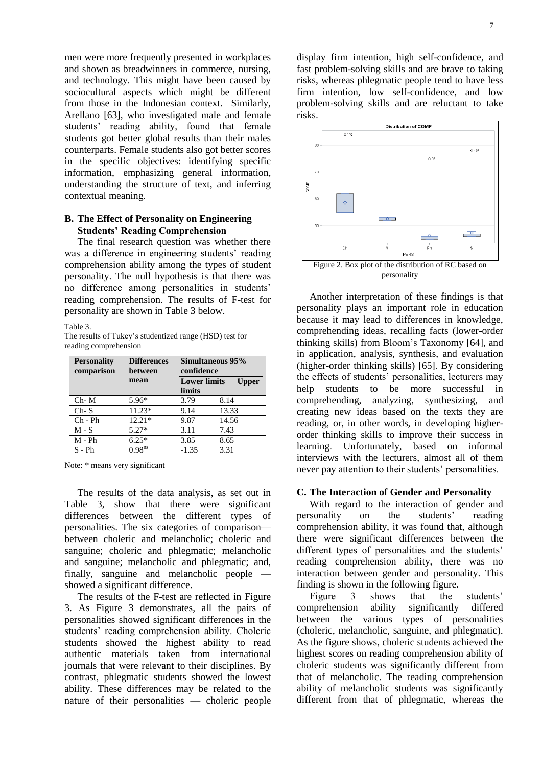men were more frequently presented in workplaces and shown as breadwinners in commerce, nursing, and technology. This might have been caused by sociocultural aspects which might be different from those in the Indonesian context. Similarly, Arellano [63], who investigated male and female students' reading ability, found that female students got better global results than their males counterparts. Female students also got better scores in the specific objectives: identifying specific information, emphasizing general information, understanding the structure of text, and inferring contextual meaning.

### B. The Effect of Personality on Engineering Students' Reading Comprehension

The final research question was whether there was a difference in engineering students' reading comprehension ability among the types of student personality. The null hypothesis is that there was no difference among personalities in students' reading comprehension. The results of F-test for personality are shown in Table 3 below.

Table 3.
The results of Tukey's studentized range (HSD) test for reading comprehension

| Personality comparison | Differences between mean | Simultaneous 95% confidence | |
|---|---|---|---|
| | | Lower limits | Upper limits |
| Ch- M | 5.96* | 3.79 | 8.14 |
| Ch- S | 11.23* | 9.14 | 13.33 |
| Ch - Ph | 12.21* | 9.87 | 14.56 |
| M - S | 5.27* | 3.11 | 7.43 |
| M - Ph | 6.25* | 3.85 | 8.65 |
| S - Ph | 0.98$^{ns}$ | -1.35 | 3.31 |

Note: * means very significant

The results of the data analysis, as set out in Table 3, show that there were significant differences between the different types of personalities. The six categories of comparison— between choleric and melancholic; choleric and sanguine; choleric and phlegmatic; melancholic and sanguine; melancholic and phlegmatic; and, finally, sanguine and melancholic people — showed a significant difference.

The results of the F-test are reflected in Figure 3. As Figure 3 demonstrates, all the pairs of personalities showed significant differences in the students' reading comprehension ability. Choleric students showed the highest ability to read authentic materials taken from international journals that were relevant to their disciplines. By contrast, phlegmatic students showed the lowest ability. These differences may be related to the nature of their personalities — choleric people display firm intention, high self-confidence, and fast problem-solving skills and are brave to taking risks, whereas phlegmatic people tend to have less firm intention, low self-confidence, and low problem-solving skills and are reluctant to take risks.

Figure 2. Box plot of the distribution of RC based on personality

Another interpretation of these findings is that personality plays an important role in education because it may lead to differences in knowledge, comprehending ideas, recalling facts (lower-order thinking skills) from Bloom's Taxonomy [64], and in application, analysis, synthesis, and evaluation (higher-order thinking skills) [65]. By considering the effects of students' personalities, lecturers may help students to be more successful in comprehending, analyzing, synthesizing, and creating new ideas based on the texts they are reading, or, in other words, in developing higher-order thinking skills to improve their success in learning. Unfortunately, based on informal interviews with the lecturers, almost all of them never pay attention to their students' personalities.

### C. The Interaction of Gender and Personality

With regard to the interaction of gender and personality on the students' reading comprehension ability, it was found that, although there were significant differences between the different types of personalities and the students' reading comprehension ability, there was no interaction between gender and personality. This finding is shown in the following figure.

Figure 3 shows that the students' comprehension ability significantly differed between the various types of personalities (choleric, melancholic, sanguine, and phlegmatic). As the figure shows, choleric students achieved the highest scores on reading comprehension ability of choleric students was significantly different from that of melancholic. The reading comprehension ability of melancholic students was significantly different from that of phlegmatic, whereas the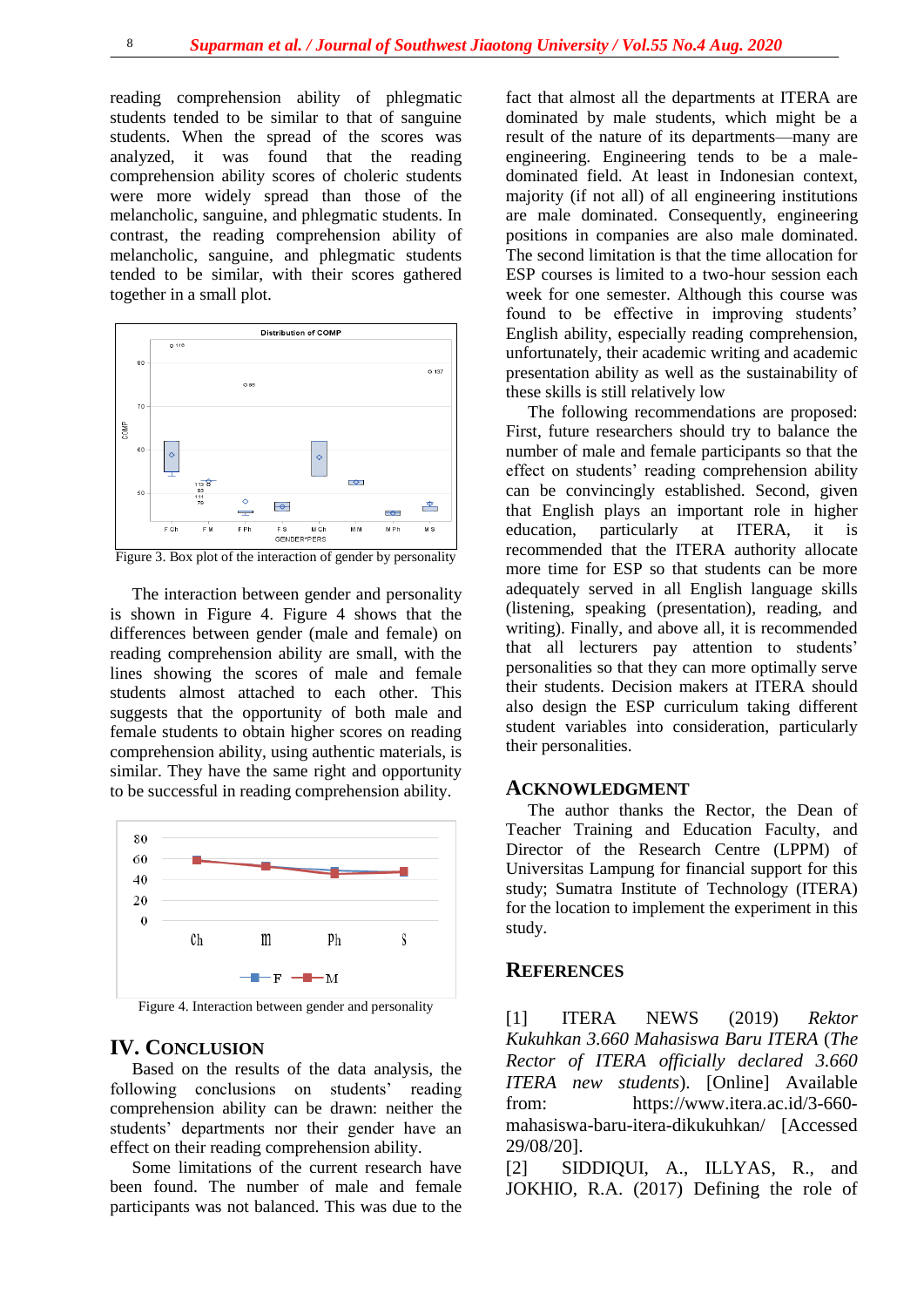reading comprehension ability of phlegmatic students tended to be similar to that of sanguine students. When the spread of the scores was analyzed, it was found that the reading comprehension ability scores of choleric students were more widely spread than those of the melancholic, sanguine, and phlegmatic students. In contrast, the reading comprehension ability of melancholic, sanguine, and phlegmatic students tended to be similar, with their scores gathered together in a small plot.

Figure 3. Box plot of the interaction of gender by personality

The interaction between gender and personality is shown in Figure 4. Figure 4 shows that the differences between gender (male and female) on reading comprehension ability are small, with the lines showing the scores of male and female students almost attached to each other. This suggests that the opportunity of both male and female students to obtain higher scores on reading comprehension ability, using authentic materials, is similar. They have the same right and opportunity to be successful in reading comprehension ability.

Figure 4. Interaction between gender and personality

## IV. Conclusion

Based on the results of the data analysis, the following conclusions on students' reading comprehension ability can be drawn: neither the students' departments nor their gender have an effect on their reading comprehension ability.

Some limitations of the current research have been found. The number of male and female participants was not balanced. This was due to the fact that almost all the departments at ITERA are dominated by male students, which might be a result of the nature of its departments—many are engineering. Engineering tends to be a male-dominated field. At least in Indonesian context, majority (if not all) of all engineering institutions are male dominated. Consequently, engineering positions in companies are also male dominated. The second limitation is that the time allocation for ESP courses is limited to a two-hour session each week for one semester. Although this course was found to be effective in improving students' English ability, especially reading comprehension, unfortunately, their academic writing and academic presentation ability as well as the sustainability of these skills is still relatively low

The following recommendations are proposed: First, future researchers should try to balance the number of male and female participants so that the effect on students' reading comprehension ability can be convincingly established. Second, given that English plays an important role in higher education, particularly at ITERA, it is recommended that the ITERA authority allocate more time for ESP so that students can be more adequately served in all English language skills (listening, speaking (presentation), reading, and writing). Finally, and above all, it is recommended that all lecturers pay attention to students' personalities so that they can more optimally serve their students. Decision makers at ITERA should also design the ESP curriculum taking different student variables into consideration, particularly their personalities.

## Acknowledgment

The author thanks the Rector, the Dean of Teacher Training and Education Faculty, and Director of the Research Centre (LPPM) of Universitas Lampung for financial support for this study; Sumatra Institute of Technology (ITERA) for the location to implement the experiment in this study.

## References

[1] ITERA NEWS (2019) *Rektor Kukuhkan 3.660 Mahasiswa Baru ITERA* (*The Rector of ITERA officially declared 3.660 ITERA new students*). [Online] Available from: https://www.itera.ac.id/3-660-mahasiswa-baru-itera-dikukuhkan/ [Accessed 29/08/20].

[2] SIDDIQUI, A., ILLYAS, R., and JOKHIO, R.A. (2017) Defining the role of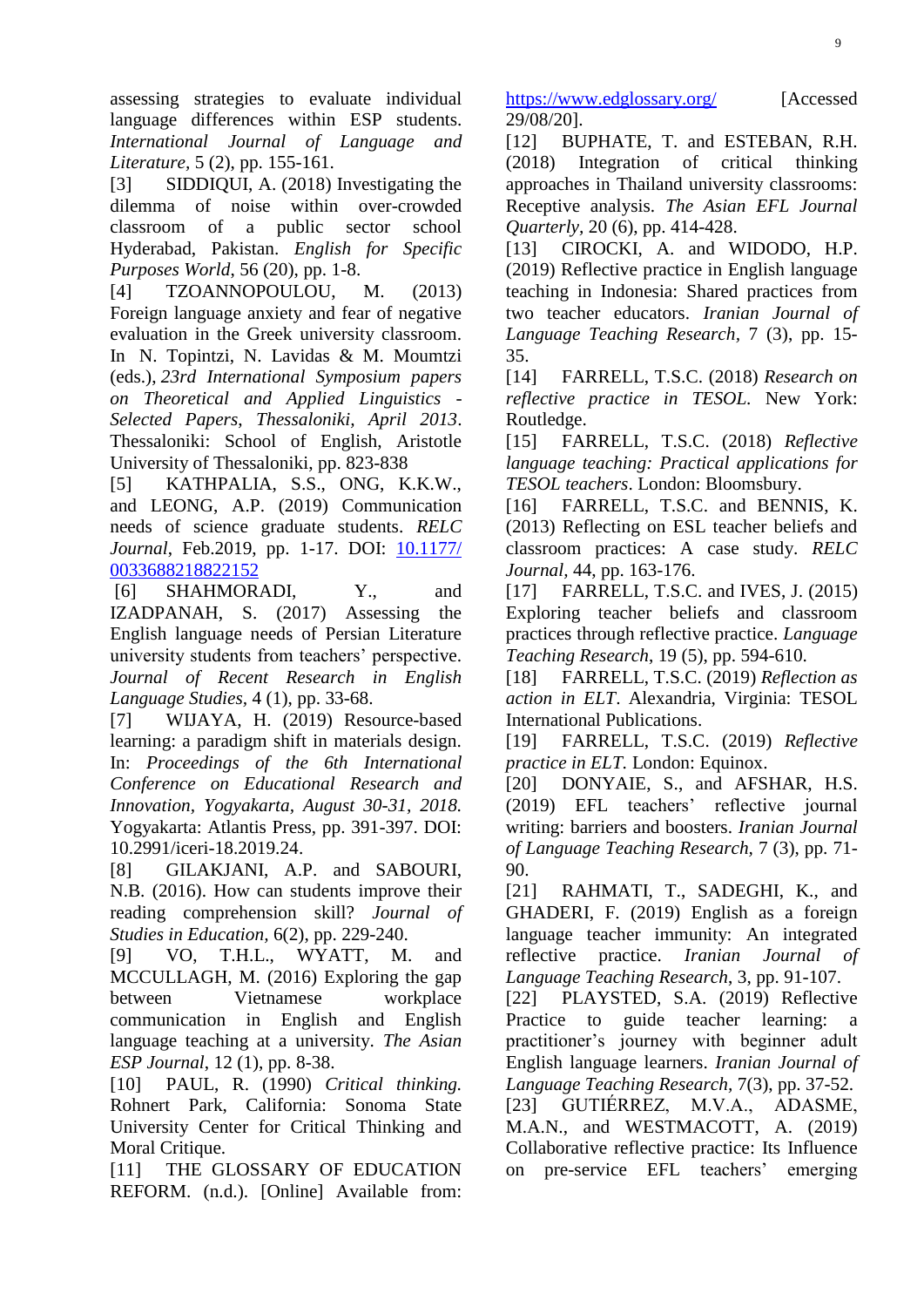assessing strategies to evaluate individual language differences within ESP students. *International Journal of Language and Literature*, 5 (2), pp. 155-161.

[3] SIDDIQUI, A. (2018) Investigating the dilemma of noise within over-crowded classroom of a public sector school Hyderabad, Pakistan. *English for Specific Purposes World*, 56 (20), pp. 1-8.

[4] TZOANNOPOULOU, M. (2013) Foreign language anxiety and fear of negative evaluation in the Greek university classroom. In N. Topintzi, N. Lavidas & M. Moumtzi (eds.), *23rd International Symposium papers on Theoretical and Applied Linguistics - Selected Papers, Thessaloniki, April 2013*. Thessaloniki: School of English, Aristotle University of Thessaloniki, pp. 823-838

[5] KATHPALIA, S.S., ONG, K.K.W., and LEONG, A.P. (2019) Communication needs of science graduate students. *RELC Journal*, Feb.2019, pp. 1-17. DOI: [10.1177/0033688218822152](10.1177/0033688218822152)

[6] SHAHMORADI, Y., and IZADPANAH, S. (2017) Assessing the English language needs of Persian Literature university students from teachers' perspective. *Journal of Recent Research in English Language Studies*, 4 (1), pp. 33-68.

[7] WIJAYA, H. (2019) Resource-based learning: a paradigm shift in materials design. In: *Proceedings of the 6th International Conference on Educational Research and Innovation, Yogyakarta, August 30-31, 2018*. Yogyakarta: Atlantis Press, pp. 391-397. DOI: 10.2991/iceri-18.2019.24.

[8] GILAKJANI, A.P. and SABOURI, N.B. (2016). How can students improve their reading comprehension skill? *Journal of Studies in Education*, 6(2), pp. 229-240.

[9] VO, T.H.L., WYATT, M. and MCCULLAGH, M. (2016) Exploring the gap between Vietnamese workplace communication in English and English language teaching at a university. *The Asian ESP Journal*, 12 (1), pp. 8-38.

[10] PAUL, R. (1990) *Critical thinking.* Rohnert Park, California: Sonoma State University Center for Critical Thinking and Moral Critique.

[11] THE GLOSSARY OF EDUCATION REFORM. (n.d.). [Online] Available from: [https://www.edglossary.org/](https://www.edglossary.org/) [Accessed 29/08/20].

[12] BUPHATE, T. and ESTEBAN, R.H. (2018) Integration of critical thinking approaches in Thailand university classrooms: Receptive analysis. *The Asian EFL Journal Quarterly*, 20 (6), pp. 414-428.

[13] CIROCKI, A. and WIDODO, H.P. (2019) Reflective practice in English language teaching in Indonesia: Shared practices from two teacher educators. *Iranian Journal of Language Teaching Research*, 7 (3), pp. 15-35.

[14] FARRELL, T.S.C. (2018) *Research on reflective practice in TESOL*. New York: Routledge.

[15] FARRELL, T.S.C. (2018) *Reflective language teaching: Practical applications for TESOL teachers*. London: Bloomsbury.

[16] FARRELL, T.S.C. and BENNIS, K. (2013) Reflecting on ESL teacher beliefs and classroom practices: A case study. *RELC Journal*, 44, pp. 163-176.

[17] FARRELL, T.S.C. and IVES, J. (2015) Exploring teacher beliefs and classroom practices through reflective practice. *Language Teaching Research*, 19 (5), pp. 594-610.

[18] FARRELL, T.S.C. (2019) *Reflection as action in ELT*. Alexandria, Virginia: TESOL International Publications.

[19] FARRELL, T.S.C. (2019) *Reflective practice in ELT*. London: Equinox.

[20] DONYAIE, S., and AFSHAR, H.S. (2019) EFL teachers' reflective journal writing: barriers and boosters. *Iranian Journal of Language Teaching Research*, 7 (3), pp. 71-90.

[21] RAHMATI, T., SADEGHI, K., and GHADERI, F. (2019) English as a foreign language teacher immunity: An integrated reflective practice. *Iranian Journal of Language Teaching Research*, 3, pp. 91-107.

[22] PLAYSTED, S.A. (2019) Reflective Practice to guide teacher learning: a practitioner's journey with beginner adult English language learners. *Iranian Journal of Language Teaching Research*, 7(3), pp. 37-52.

[23] GUTIÉRREZ, M.V.A., ADASME, M.A.N., and WESTMACOTT, A. (2019) Collaborative reflective practice: Its Influence on pre-service EFL teachers' emerging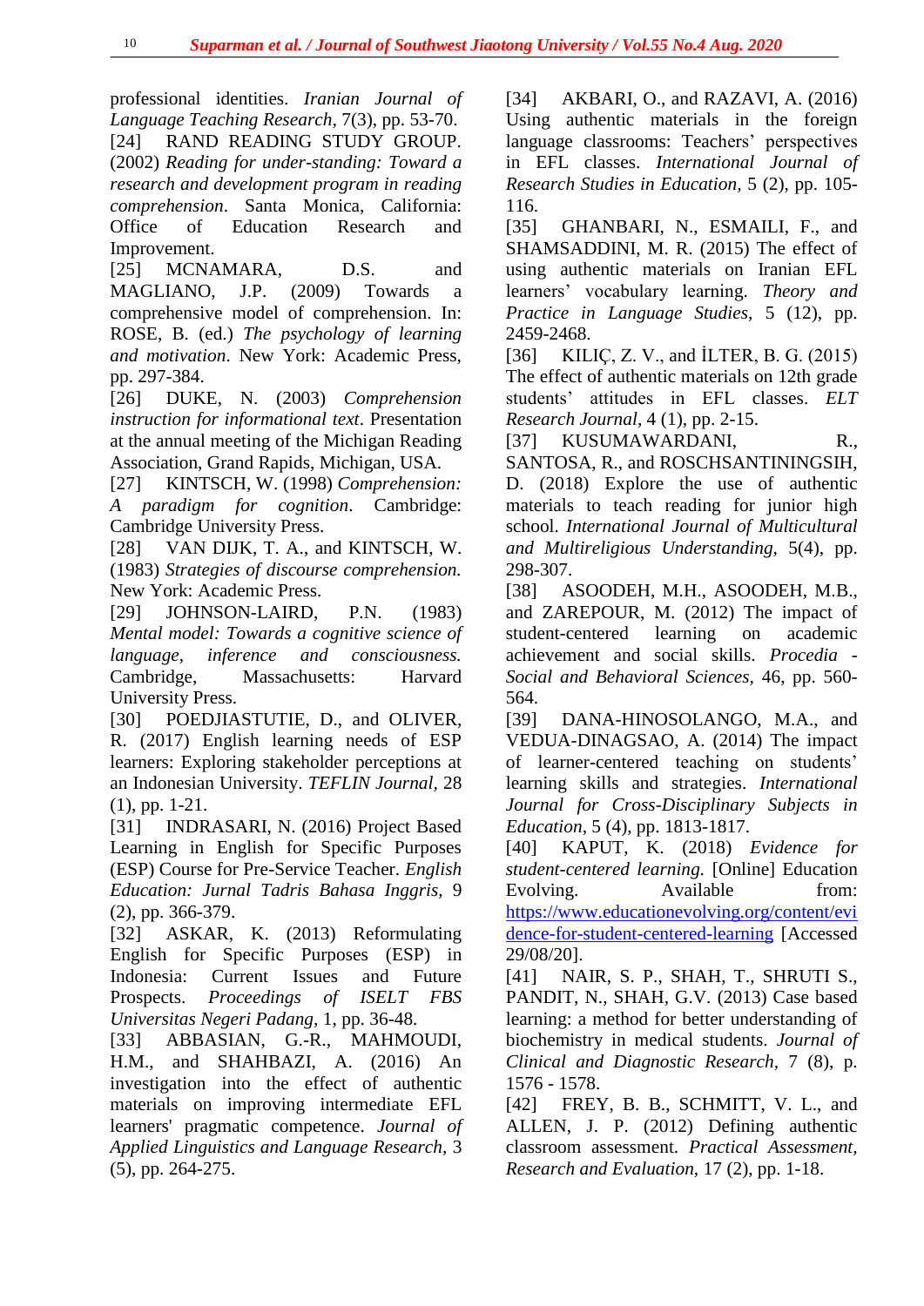professional identities. *Iranian Journal of Language Teaching Research*, 7(3), pp. 53-70.

[24] RAND READING STUDY GROUP. (2002) *Reading for under-standing: Toward a research and development program in reading comprehension*. Santa Monica, California: Office of Education Research and Improvement.

[25] MCNAMARA, D.S. and MAGLIANO, J.P. (2009) Towards a comprehensive model of comprehension. In: ROSE, B. (ed.) *The psychology of learning and motivation*. New York: Academic Press, pp. 297-384.

[26] DUKE, N. (2003) *Comprehension instruction for informational text*. Presentation at the annual meeting of the Michigan Reading Association, Grand Rapids, Michigan, USA.

[27] KINTSCH, W. (1998) *Comprehension: A paradigm for cognition*. Cambridge: Cambridge University Press.

[28] VAN DIJK, T. A., and KINTSCH, W. (1983) *Strategies of discourse comprehension.* New York: Academic Press.

[29] JOHNSON-LAIRD, P.N. (1983) *Mental model: Towards a cognitive science of language, inference and consciousness.* Cambridge, Massachusetts: Harvard University Press.

[30] POEDJIASTUTIE, D., and OLIVER, R. (2017) English learning needs of ESP learners: Exploring stakeholder perceptions at an Indonesian University. *TEFLIN Journal,* 28 (1), pp. 1-21.

[31] INDRASARI, N. (2016) Project Based Learning in English for Specific Purposes (ESP) Course for Pre-Service Teacher. *English Education: Jurnal Tadris Bahasa Inggris,* 9 (2), pp. 366-379.

[32] ASKAR, K. (2013) Reformulating English for Specific Purposes (ESP) in Indonesia: Current Issues and Future Prospects. *Proceedings of ISELT FBS Universitas Negeri Padang,* 1, pp. 36-48.

[33] ABBASIAN, G.-R., MAHMOUDI, H.M., and SHAHBAZI, A. (2016) An investigation into the effect of authentic materials on improving intermediate EFL learners' pragmatic competence. *Journal of Applied Linguistics and Language Research,* 3 (5), pp. 264-275.

[34] AKBARI, O., and RAZAVI, A. (2016) Using authentic materials in the foreign language classrooms: Teachers' perspectives in EFL classes. *International Journal of Research Studies in Education,* 5 (2), pp. 105-116.

[35] GHANBARI, N., ESMAILI, F., and SHAMSADDINI, M. R. (2015) The effect of using authentic materials on Iranian EFL learners' vocabulary learning. *Theory and Practice in Language Studies,* 5 (12), pp. 2459-2468.

[36] KILIÇ, Z. V., and İLTER, B. G. (2015) The effect of authentic materials on 12th grade students' attitudes in EFL classes. *ELT Research Journal,* 4 (1), pp. 2-15.

[37] KUSUMAWARDANI, R., SANTOSA, R., and ROSCHSANTININGSIH, D. (2018) Explore the use of authentic materials to teach reading for junior high school. *International Journal of Multicultural and Multireligious Understanding,* 5(4), pp. 298-307.

[38] ASOODEH, M.H., ASOODEH, M.B., and ZAREPOUR, M. (2012) The impact of student-centered learning on academic achievement and social skills. *Procedia - Social and Behavioral Sciences,* 46, pp. 560-564.

[39] DANA-HINOSOLANGO, M.A., and VEDUA-DINAGSAO, A. (2014) The impact of learner-centered teaching on students' learning skills and strategies. *International Journal for Cross-Disciplinary Subjects in Education,* 5 (4), pp. 1813-1817.

[40] KAPUT, K. (2018) *Evidence for student-centered learning.* [Online] Education Evolving. Available from: https://www.educationevolving.org/content/evidence-for-student-centered-learning [Accessed 29/08/20].

[41] NAIR, S. P., SHAH, T., SHRUTI S., PANDIT, N., SHAH, G.V. (2013) Case based learning: a method for better understanding of biochemistry in medical students. *Journal of Clinical and Diagnostic Research,* 7 (8), p. 1576 - 1578.

[42] FREY, B. B., SCHMITT, V. L., and ALLEN, J. P. (2012) Defining authentic classroom assessment. *Practical Assessment, Research and Evaluation,* 17 (2), pp. 1-18.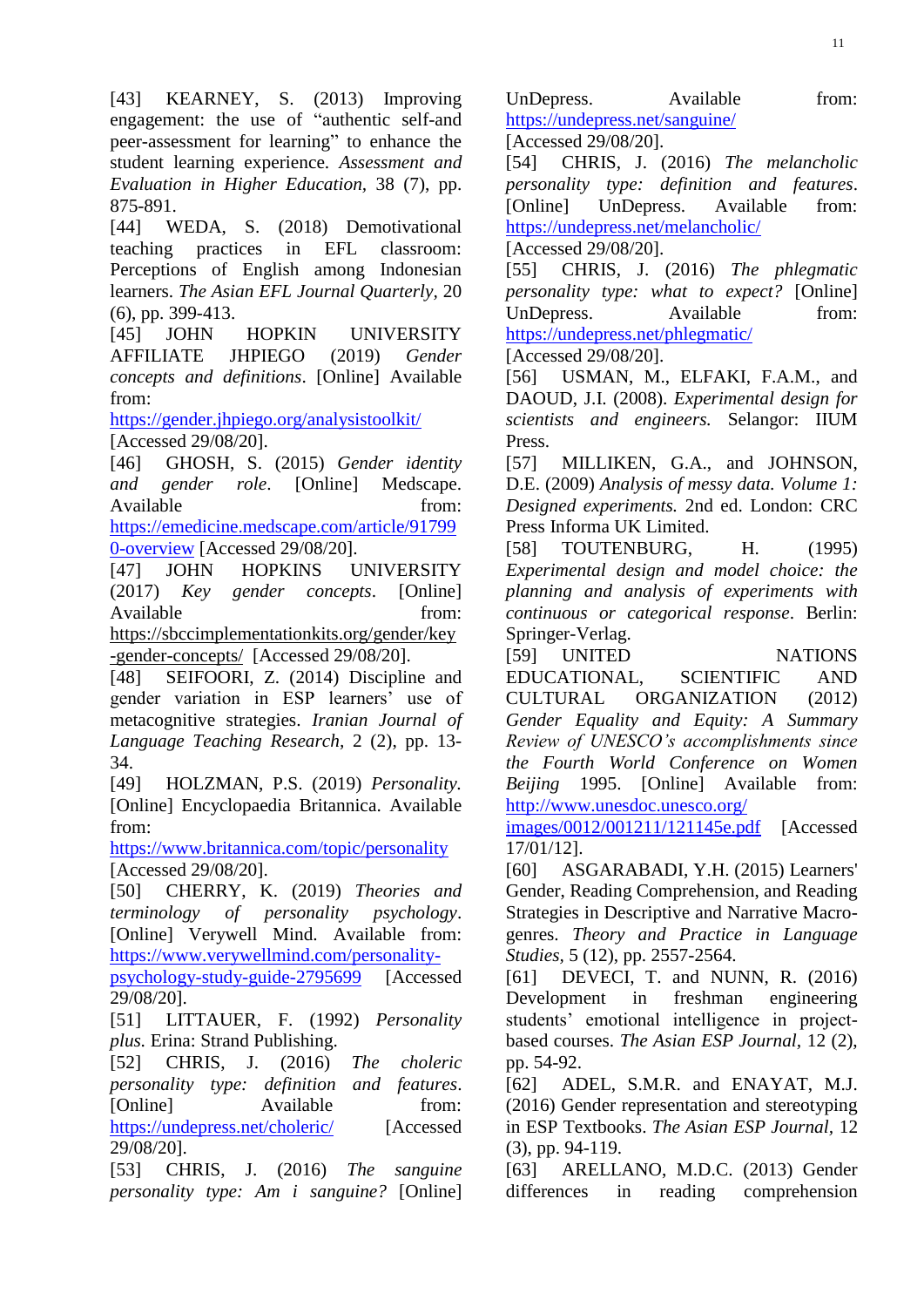[43] KEARNEY, S. (2013) Improving engagement: the use of “authentic self-and peer-assessment for learning” to enhance the student learning experience. *Assessment and Evaluation in Higher Education,* 38 (7), pp. 875-891.

[44] WEDA, S. (2018) Demotivational teaching practices in EFL classroom: Perceptions of English among Indonesian learners. *The Asian EFL Journal Quarterly,* 20 (6), pp. 399-413.

[45] JOHN HOPKIN UNIVERSITY AFFILIATE JHPIEGO (2019) *Gender concepts and definitions*. [Online] Available from: https://gender.jhpiego.org/analysistoolkit/ [Accessed 29/08/20].

[46] GHOSH, S. (2015) *Gender identity and gender role*. [Online] Medscape. Available from: https://emedicine.medscape.com/article/917990-overview [Accessed 29/08/20].

[47] JOHN HOPKINS UNIVERSITY (2017) *Key gender concepts*. [Online] Available from: https://sbccimplementationkits.org/gender/key-gender-concepts/ [Accessed 29/08/20].

[48] SEIFOORI, Z. (2014) Discipline and gender variation in ESP learners' use of metacognitive strategies. *Iranian Journal of Language Teaching Research,* 2 (2), pp. 13-34.

[49] HOLZMAN, P.S. (2019) *Personality.* [Online] Encyclopaedia Britannica. Available from: https://www.britannica.com/topic/personality [Accessed 29/08/20].

[50] CHERRY, K. (2019) *Theories and terminology of personality psychology*. [Online] Verywell Mind. Available from: https://www.verywellmind.com/personality-psychology-study-guide-2795699 [Accessed 29/08/20].

[51] LITTAUER, F. (1992) *Personality plus.* Erina: Strand Publishing.

[52] CHRIS, J. (2016) *The choleric personality type: definition and features*. [Online] Available from: https://undepress.net/choleric/ [Accessed 29/08/20].

[53] CHRIS, J. (2016) *The sanguine personality type: Am i sanguine?* [Online] UnDepress. Available from: https://undepress.net/sanguine/ [Accessed 29/08/20].

[54] CHRIS, J. (2016) *The melancholic personality type: definition and features*. [Online] UnDepress. Available from: https://undepress.net/melancholic/ [Accessed 29/08/20].

[55] CHRIS, J. (2016) *The phlegmatic personality type: what to expect?* [Online] UnDepress. Available from: https://undepress.net/phlegmatic/ [Accessed 29/08/20].

[56] USMAN, M., ELFAKI, F.A.M., and DAOUD, J.I. (2008). *Experimental design for scientists and engineers.* Selangor: IIUM Press.

[57] MILLIKEN, G.A., and JOHNSON, D.E. (2009) *Analysis of messy data. Volume 1: Designed experiments.* 2nd ed. London: CRC Press Informa UK Limited.

[58] TOUTENBURG, H. (1995) *Experimental design and model choice: the planning and analysis of experiments with continuous or categorical response*. Berlin: Springer-Verlag.

[59] UNITED NATIONS EDUCATIONAL, SCIENTIFIC AND CULTURAL ORGANIZATION (2012) *Gender Equality and Equity: A Summary Review of UNESCO's accomplishments since the Fourth World Conference on Women Beijing* 1995. [Online] Available from: http://www.unesdoc.unesco.org/images/0012/001211/121145e.pdf [Accessed 17/01/12].

[60] ASGARABADI, Y.H. (2015) Learners' Gender, Reading Comprehension, and Reading Strategies in Descriptive and Narrative Macro-genres. *Theory and Practice in Language Studies,* 5 (12), pp. 2557-2564.

[61] DEVECI, T. and NUNN, R. (2016) Development in freshman engineering students' emotional intelligence in project-based courses. *The Asian ESP Journal,* 12 (2), pp. 54-92.

[62] ADEL, S.M.R. and ENAYAT, M.J. (2016) Gender representation and stereotyping in ESP Textbooks. *The Asian ESP Journal*, 12 (3), pp. 94-119.

[63] ARELLANO, M.D.C. (2013) Gender differences in reading comprehension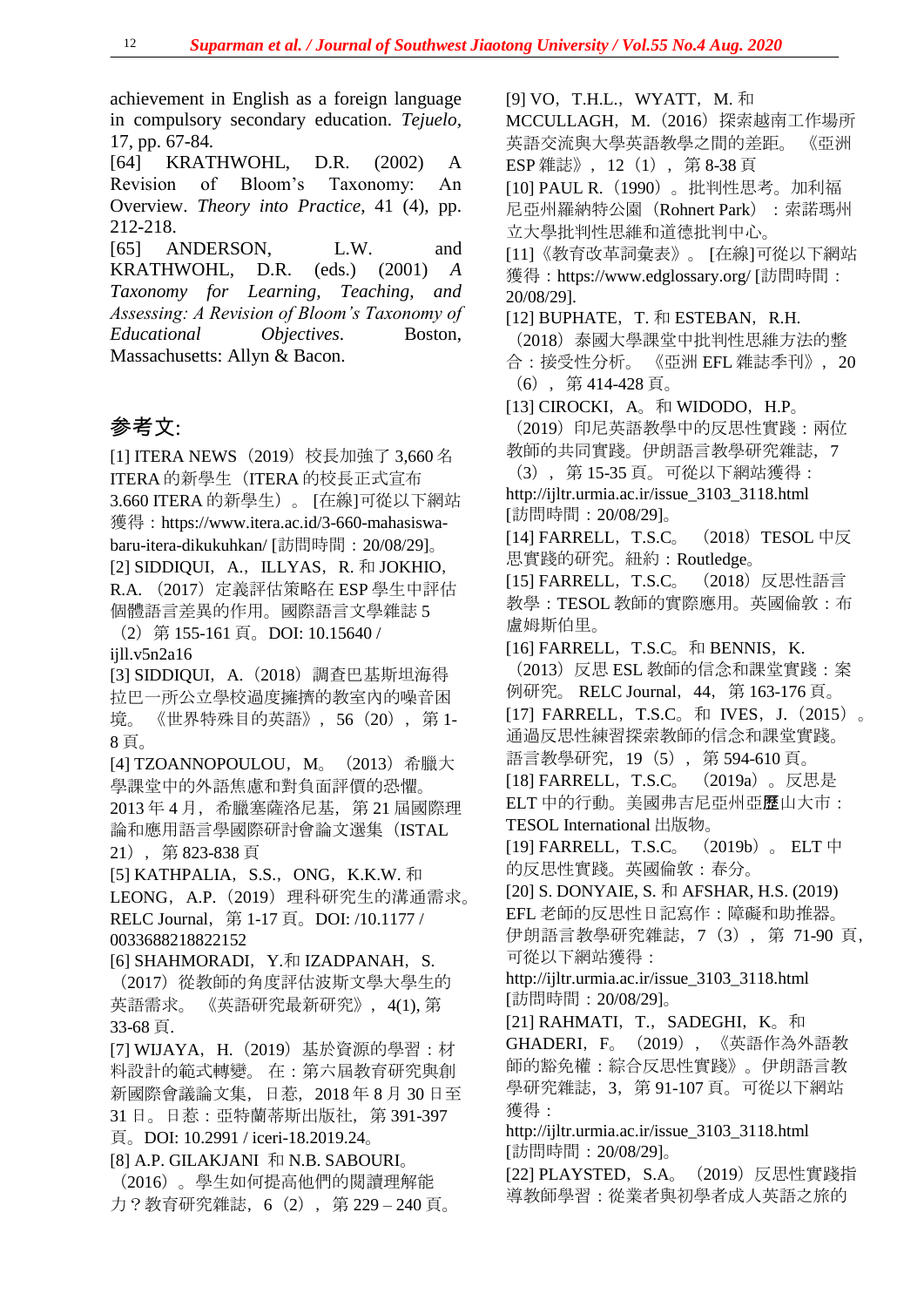achievement in English as a foreign language in compulsory secondary education. *Tejuelo*, 17, pp. 67-84.

[64] KRATHWOHL, D.R. (2002) A Revision of Bloom's Taxonomy: An Overview. *Theory into Practice*, 41 (4), pp. 212-218.

[65] ANDERSON, L.W. and KRATHWOHL, D.R. (eds.) (2001) *A Taxonomy for Learning, Teaching, and Assessing: A Revision of Bloom's Taxonomy of Educational Objectives*. Boston, Massachusetts: Allyn & Bacon.

## 参考文:

[1] ITERA NEWS（2019）校長加強了 3,660 名 ITERA 的新學生（ITERA 的校長正式宣布 3.660 ITERA 的新學生）。[在線]可從以下網站獲得：https://www.itera.ac.id/3-660-mahasiswa-baru-itera-dikukuhkan/ [訪問時間：20/08/29]。

[2] SIDDIQUI，A.，ILLYAS，R. 和 JOKHIO，R.A.（2017）定義評估策略在 ESP 學生中評估個體語言差異的作用。國際語言文學雜誌 5（2）第 155-161 頁。DOI: 10.15640 / ijll.v5n2a16

[3] SIDDIQUI，A.（2018）調查巴基斯坦海得拉巴一所公立學校過度擁擠的教室內的噪音困境。《世界特殊目的英語》，56（20），第 1-8 頁。

[4] TZOANNOPOULOU，M。（2013）希臘大學課堂中的外語焦慮和對負面評價的恐懼。2013 年 4 月，希臘塞薩洛尼基，第 21 屆國際理論和應用語言學國際研討會論文選集（ISTAL 21），第 823-838 頁

[5] KATHPALIA，S.S.，ONG，K.K.W. 和 LEONG，A.P.（2019）理科研究生的溝通需求。RELC Journal，第 1-17 頁。DOI: /10.1177 / 0033688218822152

[6] SHAHMORADI，Y.和 IZADPANAH，S.（2017）從教師的角度評估波斯文學大學生的英語需求。《英語研究最新研究》，4(1), 第 33-68 頁.

[7] WIJAYA，H.（2019）基於資源的學習：材料設計的範式轉變。在：第六屆教育研究與創新國際會議論文集，日惹，2018 年 8 月 30 日至 31 日。日惹：亞特蘭蒂斯出版社，第 391-397 頁。DOI: 10.2991 / iceri-18.2019.24。

[8] A.P. GILAKJANI 和 N.B. SABOURI。（2016）。學生如何提高他們的閱讀理解能力？教育研究雜誌，6（2），第 229 – 240 頁。

[9] VO，T.H.L.，WYATT，M. 和 MCCULLAGH，M.（2016）探索越南工作場所英語交流與大學英語教學之間的差距。《亞洲 ESP 雜誌》，12（1），第 8-38 頁

[10] PAUL R.（1990）。批判性思考。加利福尼亞州羅納特公園（Rohnert Park）：索諾瑪州立大學批判性思維和道德批判中心。

[11]《教育改革詞彙表》。[在線]可從以下網站獲得：https://www.edglossary.org/ [訪問時間：20/08/29].

[12] BUPHATE，T. 和 ESTEBAN，R.H.（2018）泰國大學課堂中批判性思維方法的整合：接受性分析。《亞洲 EFL 雜誌季刊》，20（6），第 414-428 頁。

[13] CIROCKI，A。和 WIDODO，H.P。（2019）印尼英語教學中的反思性實踐：兩位教師的共同實踐。伊朗語言教學研究雜誌，7（3），第 15-35 頁。可從以下網站獲得：http://ijltr.urmia.ac.ir/issue_3103_3118.html [訪問時間：20/08/29]。

[14] FARRELL，T.S.C。（2018）TESOL 中反思實踐的研究。紐約：Routledge。

[15] FARRELL，T.S.C。（2018）反思性語言教學：TESOL 教師的實際應用。英國倫敦：布盧姆斯伯里。

[16] FARRELL，T.S.C。和 BENNIS，K.（2013）反思 ESL 教師的信念和課堂實踐：案例研究。RELC Journal，44，第 163-176 頁。

[17] FARRELL，T.S.C。和 IVES，J.（2015）。通過反思性練習探索教師的信念和課堂實踐。語言教學研究，19（5），第 594-610 頁。

[18] FARRELL，T.S.C。（2019a）。反思是 ELT 中的行動。美國弗吉尼亞州亞歷山大市：TESOL International 出版物。

[19] FARRELL，T.S.C。（2019b）。ELT 中的反思性實踐。英國倫敦：春分。

[20] S. DONYAIE, S. 和 AFSHAR, H.S. (2019) EFL 老師的反思性日記寫作：障礙和助推器。伊朗語言教學研究雜誌，7（3），第 71-90 頁，可從以下網站獲得：http://ijltr.urmia.ac.ir/issue_3103_3118.html [訪問時間：20/08/29]。

[21] RAHMATI，T.，SADEGHI，K。和 GHADERI，F。（2019），《英語作為外語教師的豁免權：綜合反思性實踐》。伊朗語言教學研究雜誌，3，第 91-107 頁。可從以下網站獲得：http://ijltr.urmia.ac.ir/issue_3103_3118.html [訪問時間：20/08/29]。

[22] PLAYSTED，S.A。（2019）反思性實踐指導教師學習：從業者與初學者成人英語之旅的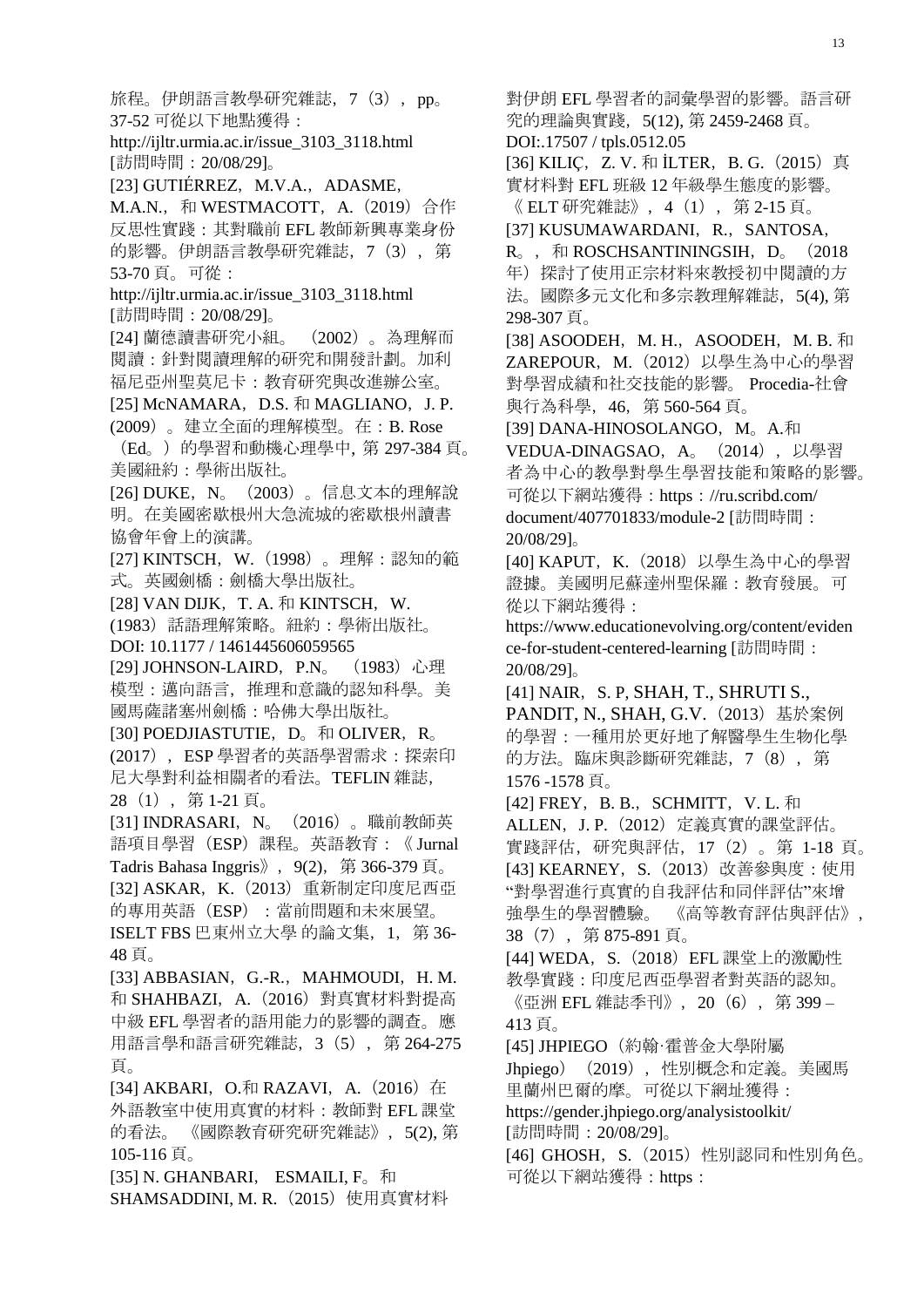旅程。伊朗語言教學研究雜誌，7（3），pp。37-52 可從以下地點獲得：http://ijltr.urmia.ac.ir/issue_3103_3118.html [訪問時間：20/08/29]。

[23] GUTIÉRREZ，M.V.A.，ADASME，M.A.N.，和 WESTMACOTT，A.（2019）合作反思性實踐：其對職前 EFL 教師新興專業身份的影響。伊朗語言教學研究雜誌，7（3），第 53-70 頁。可從：http://ijltr.urmia.ac.ir/issue_3103_3118.html [訪問時間：20/08/29]。

[24] 蘭德讀書研究小組。（2002）。為理解而閱讀：針對閱讀理解的研究和開發計劃。加利福尼亞州聖莫尼卡：教育研究與改進辦公室。

[25] McNAMARA，D.S. 和 MAGLIANO，J. P. (2009）。建立全面的理解模型。在：B. Rose（Ed。）的學習和動機心理學中, 第 297-384 頁。美國紐約：學術出版社。

[26] DUKE，N。（2003）。信息文本的理解說明。在美國密歇根州大急流城的密歇根州讀書協會年會上的演講。

[27] KINTSCH，W.（1998）。理解：認知的範式。英國劍橋：劍橋大學出版社。

[28] VAN DIJK，T. A. 和 KINTSCH，W. (1983）話語理解策略。紐約：學術出版社。DOI: 10.1177 / 1461445606059565

[29] JOHNSON-LAIRD，P.N。（1983）心理模型：邁向語言，推理和意識的認知科學。美國馬薩諸塞州劍橋：哈佛大學出版社。

[30] POEDJIASTUTIE，D。和 OLIVER，R。(2017），ESP 學習者的英語學習需求：探索印尼大學對利益相關者的看法。TEFLIN 雜誌，28（1），第 1-21 頁。

[31] INDRASARI，N。（2016）。職前教師英語項目學習（ESP）課程。英語教育：《 Jurnal Tadris Bahasa Inggris》，9(2)，第 366-379 頁。

[32] ASKAR，K.（2013）重新制定印度尼西亞的專用英語（ESP）：當前問題和未來展望。ISELT FBS 巴東州立大學 的論文集，1，第 36-48 頁。

[33] ABBASIAN，G.-R.，MAHMOUDI，H. M. 和 SHAHBAZI，A.（2016）對真實材料對提高中級 EFL 學習者的語用能力的影響的調查。應用語言學和語言研究雜誌，3（5），第 264-275 頁。

[34] AKBARI，O.和 RAZAVI，A.（2016）在外語教室中使用真實的材料：教師對 EFL 課堂的看法。《國際教育研究研究雜誌》，5(2), 第 105-116 頁。

[35] N. GHANBARI，ESMAILI, F。和 SHAMSADDINI, M. R.（2015）使用真實材料對伊朗 EFL 學習者的詞彙學習的影響。語言研究的理論與實踐，5(12), 第 2459-2468 頁。DOI:.17507 / tpls.0512.05

[36] KILIÇ，Z. V. 和 İLTER，B. G.（2015）真實材料對 EFL 班級 12 年級學生態度的影響。《 ELT 研究雜誌》，4（1），第 2-15 頁。

[37] KUSUMAWARDANI，R.，SANTOSA，R。，和 ROSCHSANTININGSIH，D。（2018 年）探討了使用正宗材料來教授初中閱讀的方法。國際多元文化和多宗教理解雜誌，5(4), 第 298-307 頁。

[38] ASOODEH，M. H.，ASOODEH，M. B. 和 ZAREPOUR，M.（2012）以學生為中心的學習對學習成績和社交技能的影響。 Procedia-社會與行為科學，46，第 560-564 頁。

[39] DANA-HINOSOLANGO，M。A.和 VEDUA-DINAGSAO，A。（2014），以學習者為中心的教學對學生學習技能和策略的影響。可從以下網站獲得：https：//ru.scribd.com/document/407701833/module-2 [訪問時間：20/08/29]。

[40] KAPUT，K.（2018）以學生為中心的學習證據。美國明尼蘇達州聖保羅：教育發展。可從以下網站獲得：https://www.educationevolving.org/content/evidence-for-student-centered-learning [訪問時間：20/08/29]。

[41] NAIR，S. P, SHAH, T., SHRUTI S., PANDIT, N., SHAH, G.V.（2013）基於案例的學習：一種用於更好地了解醫學生生物化學的方法。臨床與診斷研究雜誌，7（8），第 1576 -1578 頁。

[42] FREY，B. B.，SCHMITT，V. L. 和 ALLEN，J. P.（2012）定義真實的課堂評估。實踐評估，研究與評估，17（2）。第 1-18 頁。

[43] KEARNEY，S.（2013）改善參與度：使用"對學習進行真實的自我評估和同伴評估"來增強學生的學習體驗。 《高等教育評估與評估》，38（7），第 875-891 頁。

[44] WEDA，S.（2018）EFL 課堂上的激勵性教學實踐：印度尼西亞學習者對英語的認知。《亞洲 EFL 雜誌季刊》，20（6），第 399 – 413 頁。

[45] JHPIEGO（約翰·霍普金大學附屬 Jhpiego）（2019），性別概念和定義。美國馬里蘭州巴爾的摩。可從以下網址獲得：https://gender.jhpiego.org/analysistoolkit/ [訪問時間：20/08/29]。

[46] GHOSH，S.（2015）性別認同和性別角色。可從以下網站獲得：https：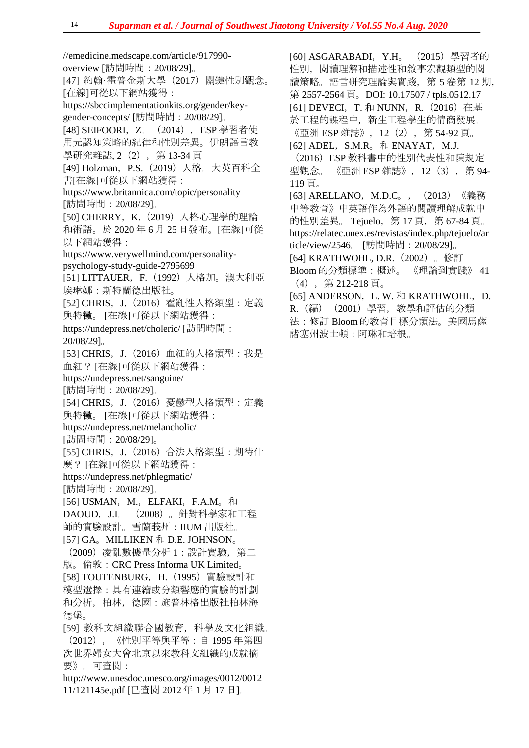//emedicine.medscape.com/article/917990-overview [訪問時間：20/08/29]。

[47] 約翰·霍普金斯大學（2017）關鍵性別觀念。[在線]可從以下網站獲得：https://sbccimplementationkits.org/gender/key-gender-concepts/ [訪問時間：20/08/29]。

[48] SEIFOORI，Z。（2014），ESP 學習者使用元認知策略的紀律和性別差異。伊朗語言教學研究雜誌, 2（2），第 13-34 頁

[49] Holzman，P.S.（2019）人格。大英百科全書[在線]可從以下網站獲得：https://www.britannica.com/topic/personality [訪問時間：20/08/29]。

[50] CHERRY，K.（2019）人格心理學的理論和術語。於 2020 年 6 月 25 日發布。[在線]可從以下網站獲得：https://www.verywellmind.com/personality-psychology-study-guide-2795699

[51] LITTAUER，F.（1992）人格加。澳大利亞埃琳娜：斯特蘭德出版社。

[52] CHRIS，J.（2016）霍亂性人格類型：定義與特徵。[在線]可從以下網站獲得：https://undepress.net/choleric/ [訪問時間：20/08/29]。

[53] CHRIS，J.（2016）血紅的人格類型：我是血紅？[在線]可從以下網站獲得：https://undepress.net/sanguine/ [訪問時間：20/08/29]。

[54] CHRIS，J.（2016）憂鬱型人格類型：定義與特徵。[在線]可從以下網站獲得：https://undepress.net/melancholic/ [訪問時間：20/08/29]。

[55] CHRIS，J.（2016）合法人格類型：期待什麼？[在線]可從以下網站獲得：https://undepress.net/phlegmatic/ [訪問時間：20/08/29]。

[56] USMAN，M.，ELFAKI，F.A.M。和 DAOUD，J.I。（2008）。針對科學家和工程師的實驗設計。雪蘭莪州：IIUM 出版社。

[57] GA。MILLIKEN 和 D.E. JOHNSON。（2009）凌亂數據量分析 1：設計實驗，第二版。倫敦：CRC Press Informa UK Limited。

[58] TOUTENBURG，H.（1995）實驗設計和模型選擇：具有連續或分類響應的實驗的計劃和分析，柏林，德國：施普林格出版社柏林海德堡。

[59] 教科文組織聯合國教育，科學及文化組織。（2012），《性別平等與平等：自 1995 年第四次世界婦女大會北京以來教科文組織的成就摘要》。可查閱：http://www.unesdoc.unesco.org/images/0012/001211/121145e.pdf [已查閱 2012 年 1 月 17 日]。

[60] ASGARABADI，Y.H。（2015）學習者的性別，閱讀理解和描述性和敘事宏觀類型的閱讀策略。語言研究理論與實踐，第 5 卷第 12 期，第 2557-2564 頁。DOI: 10.17507 / tpls.0512.17

[61] DEVECI，T. 和 NUNN，R.（2016）在基於工程的課程中，新生工程學生的情商發展。《亞洲 ESP 雜誌》，12（2），第 54-92 頁。

[62] ADEL，S.M.R。和 ENAYAT，M.J.（2016）ESP 教科書中的性別代表性和陳規定型觀念。《亞洲 ESP 雜誌》，12（3），第 94-119 頁。

[63] ARELLANO，M.D.C。，（2013）《義務中等教育》中英語作為外語的閱讀理解成就中的性別差異。Tejuelo，第 17 頁，第 67-84 頁。https://relatec.unex.es/revistas/index.php/tejuelo/article/view/2546。[訪問時間：20/08/29]。

[64] KRATHWOHL, D.R.（2002）。修訂 Bloom 的分類標準：概述。《理論到實踐》41（4），第 212-218 頁。

[65] ANDERSON，L. W. 和 KRATHWOHL，D. R.（編）（2001）學習，教學和評估的分類法：修訂 Bloom 的教育目標分類法。美國馬薩諸塞州波士頓：阿琳和培根。